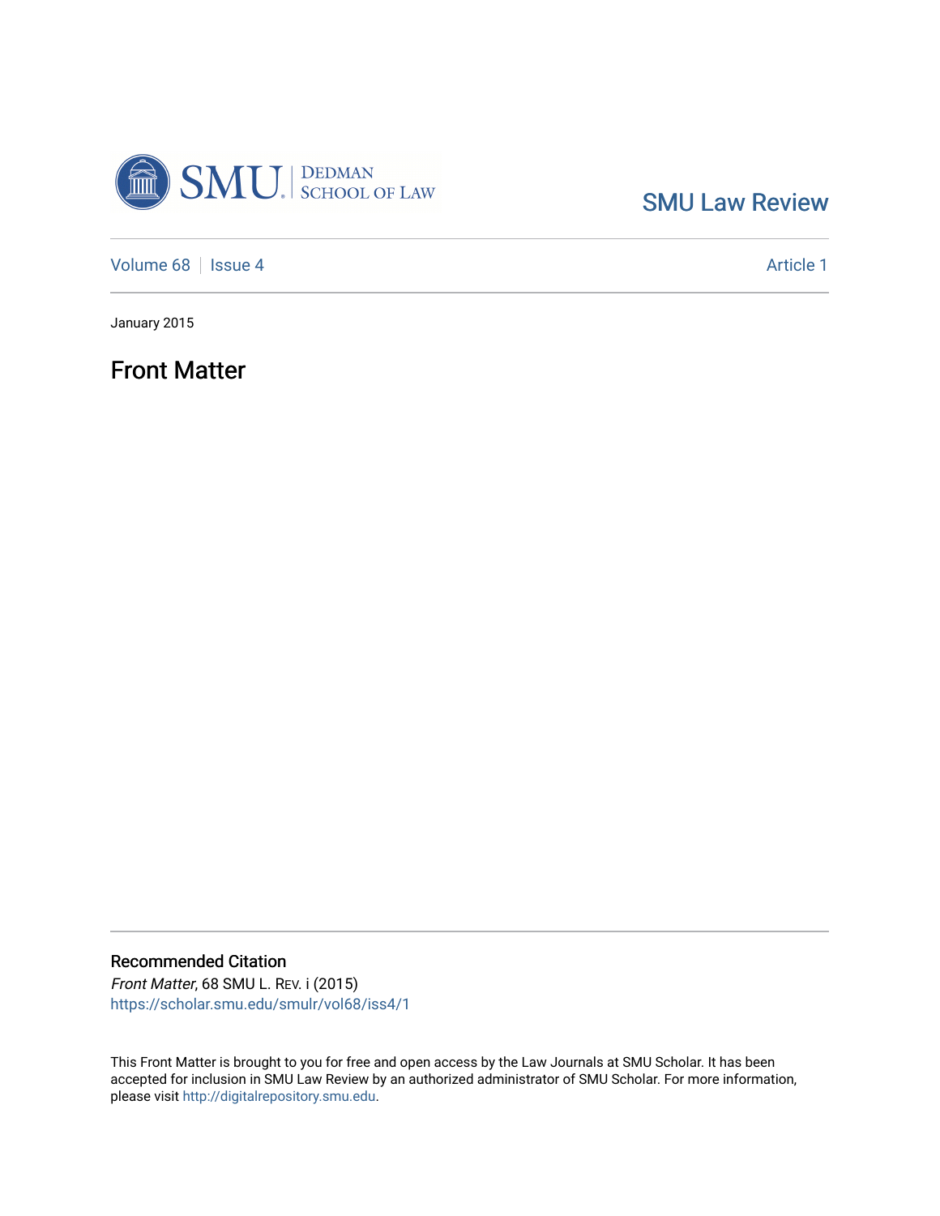SMU Law Review

Volume 68 | Issue 4 | Article 1

January 2015

# Front Matter

## Recommended Citation

*Front Matter*, 68 SMU L. REV. i (2015)
https://scholar.smu.edu/smulr/vol68/iss4/1

This Front Matter is brought to you for free and open access by the Law Journals at SMU Scholar. It has been accepted for inclusion in SMU Law Review by an authorized administrator of SMU Scholar. For more information, please visit http://digitalrepository.smu.edu.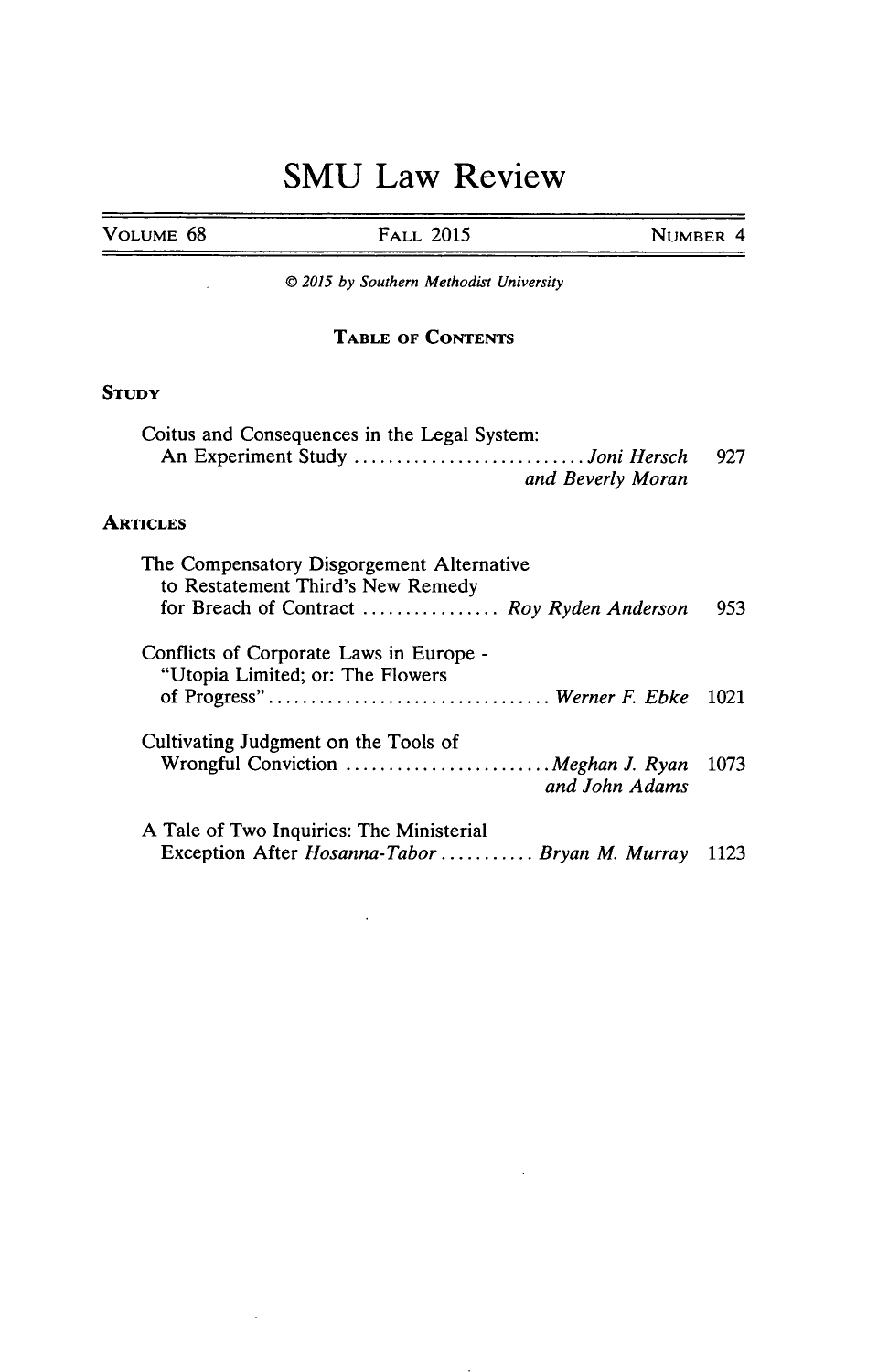# SMU Law Review

| VOLUME 68 | FALL 2015 | NUMBER 4 |
|---|---|---|

© 2015 by Southern Methodist University

## TABLE OF CONTENTS

### STUDY

| | | |
|---|---|---|
| Coitus and Consequences in the Legal System: An Experiment Study | *Joni Hersch and Beverly Moran* | 927 |

### ARTICLES

| | | |
|---|---|---|
| The Compensatory Disgorgement Alternative to Restatement Third's New Remedy for Breach of Contract | *Roy Ryden Anderson* | 953 |
| Conflicts of Corporate Laws in Europe - "Utopia Limited; or: The Flowers of Progress" | *Werner F. Ebke* | 1021 |
| Cultivating Judgment on the Tools of Wrongful Conviction | *Meghan J. Ryan and John Adams* | 1073 |
| A Tale of Two Inquiries: The Ministerial Exception After *Hosanna-Tabor* | *Bryan M. Murray* | 1123 |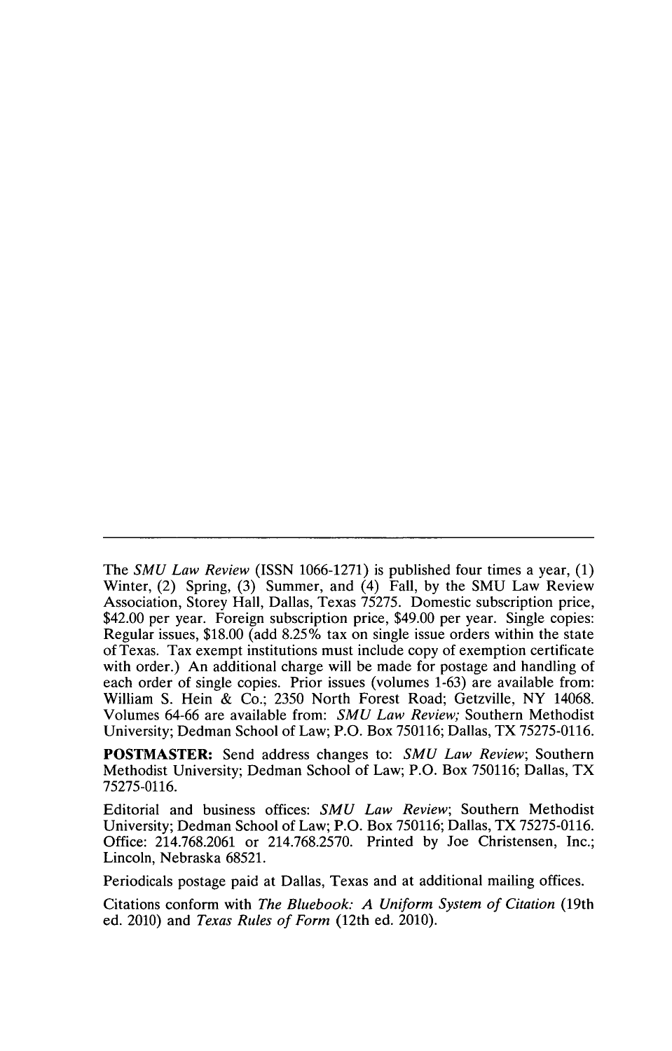---

The *SMU Law Review* (ISSN 1066-1271) is published four times a year, (1) Winter, (2) Spring, (3) Summer, and (4) Fall, by the SMU Law Review Association, Storey Hall, Dallas, Texas 75275. Domestic subscription price, $42.00 per year. Foreign subscription price, $49.00 per year. Single copies: Regular issues, $18.00 (add 8.25% tax on single issue orders within the state of Texas. Tax exempt institutions must include copy of exemption certificate with order.) An additional charge will be made for postage and handling of each order of single copies. Prior issues (volumes 1-63) are available from: William S. Hein & Co.; 2350 North Forest Road; Getzville, NY 14068. Volumes 64-66 are available from: *SMU Law Review;* Southern Methodist University; Dedman School of Law; P.O. Box 750116; Dallas, TX 75275-0116.

**POSTMASTER:** Send address changes to: *SMU Law Review*; Southern Methodist University; Dedman School of Law; P.O. Box 750116; Dallas, TX 75275-0116.

Editorial and business offices: *SMU Law Review*; Southern Methodist University; Dedman School of Law; P.O. Box 750116; Dallas, TX 75275-0116. Office: 214.768.2061 or 214.768.2570. Printed by Joe Christensen, Inc.; Lincoln, Nebraska 68521.

Periodicals postage paid at Dallas, Texas and at additional mailing offices.

Citations conform with *The Bluebook: A Uniform System of Citation* (19th ed. 2010) and *Texas Rules of Form* (12th ed. 2010).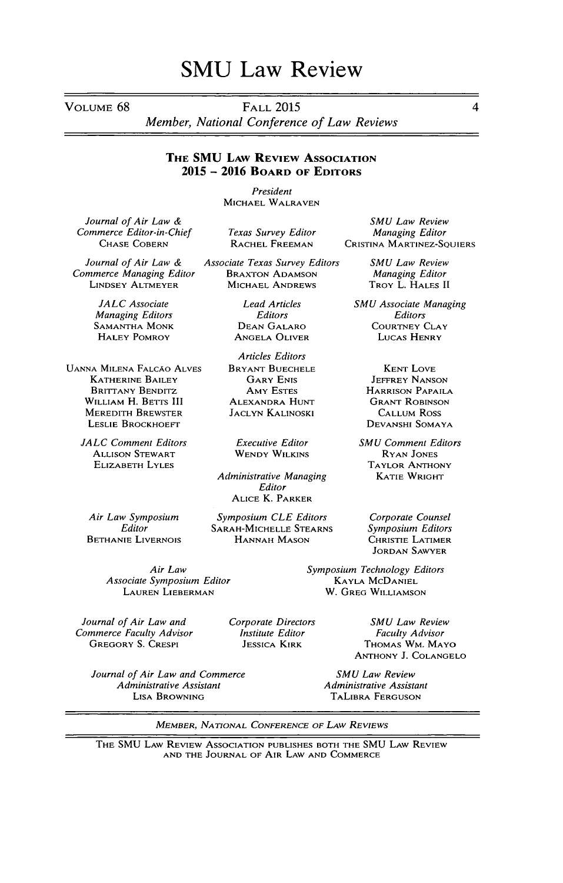# SMU Law Review

VOLUME 68 — FALL 2015 — 4

*Member, National Conference of Law Reviews*

## THE SMU LAW REVIEW ASSOCIATION
## 2015 – 2016 BOARD OF EDITORS

*President*
MICHAEL WALRAVEN

*Journal of Air Law & Commerce Editor-in-Chief*
CHASE COBERN

*Texas Survey Editor*
RACHEL FREEMAN

*SMU Law Review Managing Editor*
CRISTINA MARTINEZ-SQUIERS

*Journal of Air Law & Commerce Managing Editor*
LINDSEY ALTMEYER

*Associate Texas Survey Editors*
BRAXTON ADAMSON
MICHAEL ANDREWS

*SMU Law Review Managing Editor*
TROY L. HALES II

*JALC Associate Managing Editors*
SAMANTHA MONK
HALEY POMROY

*Lead Articles Editors*
DEAN GALARO
ANGELA OLIVER

*SMU Associate Managing Editors*
COURTNEY CLAY
LUCAS HENRY

UANNA MILENA FALCÃO ALVES
KATHERINE BAILEY
BRITTANY BENDITZ
WILLIAM H. BETTS III
MEREDITH BREWSTER
LESLIE BROCKHOEFT

*Articles Editors*
BRYANT BUECHELE
GARY ENIS
AMY ESTES
ALEXANDRA HUNT
JACLYN KALINOSKI

KENT LOVE
JEFFREY NANSON
HARRISON PAPAILA
GRANT ROBINSON
CALLUM ROSS
DEVANSHI SOMAYA

*JALC Comment Editors*
ALLISON STEWART
ELIZABETH LYLES

*Executive Editor*
WENDY WILKINS

*Administrative Managing Editor*
ALICE K. PARKER

*SMU Comment Editors*
RYAN JONES
TAYLOR ANTHONY
KATIE WRIGHT

*Air Law Symposium Editor*
BETHANIE LIVERNOIS

*Symposium CLE Editors*
SARAH-MICHELLE STEARNS
HANNAH MASON

*Corporate Counsel Symposium Editors*
CHRISTIE LATIMER
JORDAN SAWYER

*Air Law Associate Symposium Editor*
LAUREN LIEBERMAN

*Symposium Technology Editors*
KAYLA MCDANIEL
W. GREG WILLIAMSON

*Journal of Air Law and Commerce Faculty Advisor*
GREGORY S. CRESPI

*Corporate Directors Institute Editor*
JESSICA KIRK

*SMU Law Review Faculty Advisor*
THOMAS WM. MAYO
ANTHONY J. COLANGELO

*Journal of Air Law and Commerce Administrative Assistant*
LISA BROWNING

*SMU Law Review Administrative Assistant*
TALIBRA FERGUSON

*MEMBER, NATIONAL CONFERENCE OF LAW REVIEWS*

THE SMU LAW REVIEW ASSOCIATION PUBLISHES BOTH THE SMU LAW REVIEW AND THE JOURNAL OF AIR LAW AND COMMERCE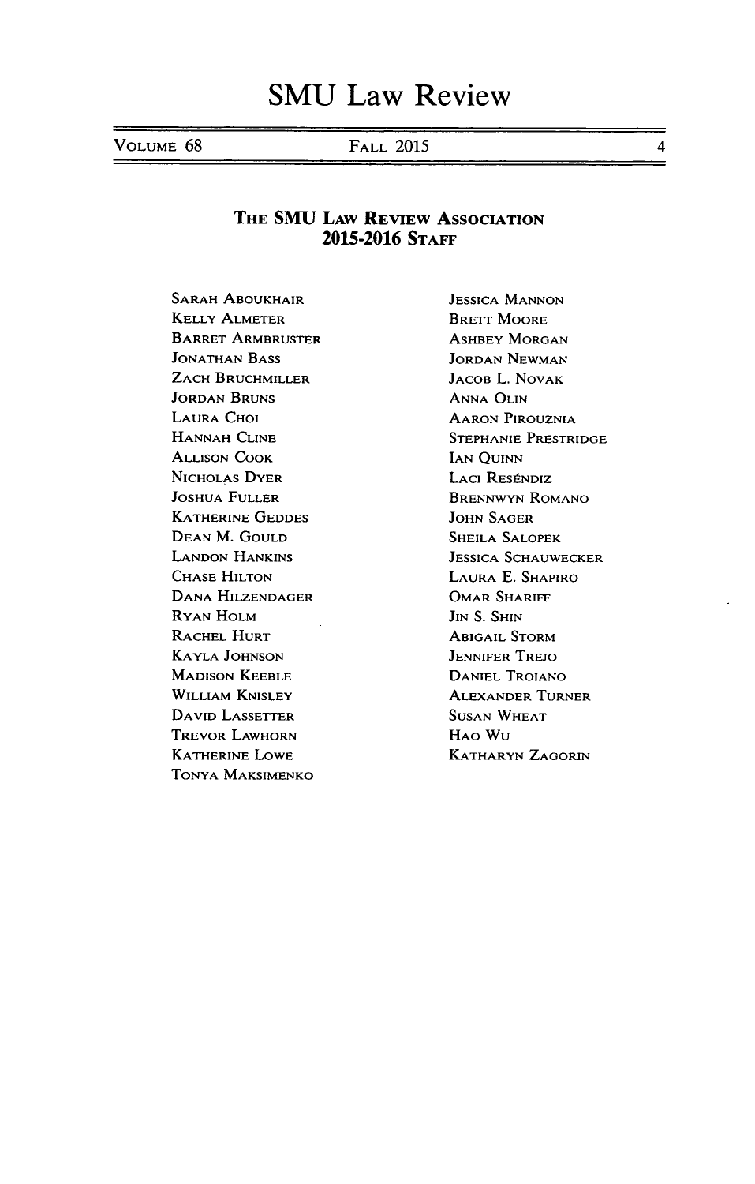# SMU Law Review

## The SMU Law Review Association
## 2015-2016 Staff

Sarah Aboukhair
Kelly Almeter
Barret Armbruster
Jonathan Bass
Zach Bruchmiller
Jordan Bruns
Laura Choi
Hannah Cline
Allison Cook
Nicholas Dyer
Joshua Fuller
Katherine Geddes
Dean M. Gould
Landon Hankins
Chase Hilton
Dana Hilzendager
Ryan Holm
Rachel Hurt
Kayla Johnson
Madison Keeble
William Knisley
David Lassetter
Trevor Lawhorn
Katherine Lowe
Tonya Maksimenko
Jessica Mannon
Brett Moore
Ashbey Morgan
Jordan Newman
Jacob L. Novak
Anna Olin
Aaron Pirouznia
Stephanie Prestridge
Ian Quinn
Laci Reséndiz
Brennwyn Romano
John Sager
Sheila Salopek
Jessica Schauwecker
Laura E. Shapiro
Omar Shariff
Jin S. Shin
Abigail Storm
Jennifer Trejo
Daniel Troiano
Alexander Turner
Susan Wheat
Hao Wu
Katharyn Zagorin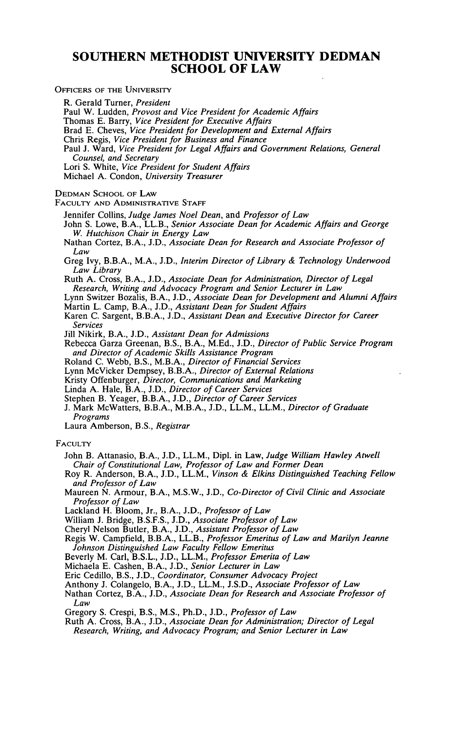# SOUTHERN METHODIST UNIVERSITY DEDMAN SCHOOL OF LAW

OFFICERS OF THE UNIVERSITY

R. Gerald Turner, *President*
Paul W. Ludden, *Provost and Vice President for Academic Affairs*
Thomas E. Barry, *Vice President for Executive Affairs*
Brad E. Cheves, *Vice President for Development and External Affairs*
Chris Regis, *Vice President for Business and Finance*
Paul J. Ward, *Vice President for Legal Affairs and Government Relations, General Counsel, and Secretary*
Lori S. White, *Vice President for Student Affairs*
Michael A. Condon, *University Treasurer*

DEDMAN SCHOOL OF LAW
FACULTY AND ADMINISTRATIVE STAFF

Jennifer Collins, *Judge James Noel Dean*, and *Professor of Law*
John S. Lowe, B.A., LL.B., *Senior Associate Dean for Academic Affairs and George W. Hutchison Chair in Energy Law*
Nathan Cortez, B.A., J.D., *Associate Dean for Research and Associate Professor of Law*
Greg Ivy, B.B.A., M.A., J.D., *Interim Director of Library & Technology Underwood Law Library*
Ruth A. Cross, B.A., J.D., *Associate Dean for Administration, Director of Legal Research, Writing and Advocacy Program and Senior Lecturer in Law*
Lynn Switzer Bozalis, B.A., J.D., *Associate Dean for Development and Alumni Affairs*
Martin L. Camp, B.A., J.D., *Assistant Dean for Student Affairs*
Karen C. Sargent, B.B.A., J.D., *Assistant Dean and Executive Director for Career Services*
Jill Nikirk, B.A., J.D., *Assistant Dean for Admissions*
Rebecca Garza Greenan, B.S., B.A., M.Ed., J.D., *Director of Public Service Program and Director of Academic Skills Assistance Program*
Roland C. Webb, B.S., M.B.A., *Director of Financial Services*
Lynn McVicker Dempsey, B.B.A., *Director of External Relations*
Kristy Offenburger, *Director, Communications and Marketing*
Linda A. Hale, B.A., J.D., *Director of Career Services*
Stephen B. Yeager, B.B.A., J.D., *Director of Career Services*
J. Mark McWatters, B.B.A., M.B.A., J.D., LL.M., LL.M., *Director of Graduate Programs*
Laura Amberson, B.S., *Registrar*

FACULTY

John B. Attanasio, B.A., J.D., LL.M., Dipl. in Law, *Judge William Hawley Atwell Chair of Constitutional Law, Professor of Law and Former Dean*
Roy R. Anderson, B.A., J.D., LL.M., *Vinson & Elkins Distinguished Teaching Fellow and Professor of Law*
Maureen N. Armour, B.A., M.S.W., J.D., *Co-Director of Civil Clinic and Associate Professor of Law*
Lackland H. Bloom, Jr., B.A., J.D., *Professor of Law*
William J. Bridge, B.S.F.S., J.D., *Associate Professor of Law*
Cheryl Nelson Butler, B.A., J.D., *Assistant Professor of Law*
Regis W. Campfield, B.B.A., LL.B., *Professor Emeritus of Law and Marilyn Jeanne Johnson Distinguished Law Faculty Fellow Emeritus*
Beverly M. Carl, B.S.L., J.D., LL.M., *Professor Emerita of Law*
Michaela E. Cashen, B.A., J.D., *Senior Lecturer in Law*
Eric Cedillo, B.S., J.D., *Coordinator, Consumer Advocacy Project*
Anthony J. Colangelo, B.A., J.D., LL.M., J.S.D., *Associate Professor of Law*
Nathan Cortez, B.A., J.D., *Associate Dean for Research and Associate Professor of Law*
Gregory S. Crespi, B.S., M.S., Ph.D., J.D., *Professor of Law*
Ruth A. Cross, B.A., J.D., *Associate Dean for Administration; Director of Legal Research, Writing, and Advocacy Program; and Senior Lecturer in Law*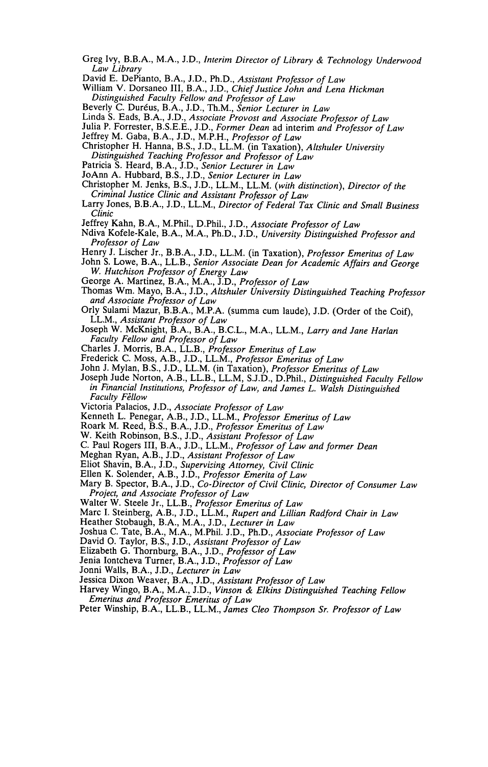Greg Ivy, B.B.A., M.A., J.D., *Interim Director of Library & Technology Underwood Law Library*

David E. DePianto, B.A., J.D., Ph.D., *Assistant Professor of Law*

William V. Dorsaneo III, B.A., J.D., *Chief Justice John and Lena Hickman Distinguished Faculty Fellow and Professor of Law*

Beverly C. Duréus, B.A., J.D., Th.M., *Senior Lecturer in Law*

Linda S. Eads, B.A., J.D., *Associate Provost and Associate Professor of Law*

Julia P. Forrester, B.S.E.E., J.D., *Former Dean* ad interim *and Professor of Law*

Jeffrey M. Gaba, B.A., J.D., M.P.H., *Professor of Law*

Christopher H. Hanna, B.S., J.D., LL.M. (in Taxation), *Altshuler University Distinguished Teaching Professor and Professor of Law*

Patricia S. Heard, B.A., J.D., *Senior Lecturer in Law*

JoAnn A. Hubbard, B.S., J.D., *Senior Lecturer in Law*

Christopher M. Jenks, B.S., J.D., LL.M., LL.M. (*with distinction*), *Director of the Criminal Justice Clinic and Assistant Professor of Law*

Larry Jones, B.B.A., J.D., LL.M., *Director of Federal Tax Clinic and Small Business Clinic*

Jeffrey Kahn, B.A., M.Phil., D.Phil., J.D., *Associate Professor of Law*

Ndiva Kofele-Kale, B.A., M.A., Ph.D., J.D., *University Distinguished Professor and Professor of Law*

Henry J. Lischer Jr., B.B.A., J.D., LL.M. (in Taxation), *Professor Emeritus of Law*

John S. Lowe, B.A., LL.B., *Senior Associate Dean for Academic Affairs and George W. Hutchison Professor of Energy Law*

George A. Martinez, B.A., M.A., J.D., *Professor of Law*

Thomas Wm. Mayo, B.A., J.D., *Altshuler University Distinguished Teaching Professor and Associate Professor of Law*

Orly Sulami Mazur, B.B.A., M.P.A. (summa cum laude), J.D. (Order of the Coif), LL.M., *Assistant Professor of Law*

Joseph W. McKnight, B.A., B.A., B.C.L., M.A., LL.M., *Larry and Jane Harlan Faculty Fellow and Professor of Law*

Charles J. Morris, B.A., LL.B., *Professor Emeritus of Law*

Frederick C. Moss, A.B., J.D., LL.M., *Professor Emeritus of Law*

John J. Mylan, B.S., J.D., LL.M. (in Taxation), *Professor Emeritus of Law*

Joseph Jude Norton, A.B., LL.B., LL.M, S.J.D., D.Phil., *Distinguished Faculty Fellow in Financial Institutions, Professor of Law, and James L. Walsh Distinguished Faculty Fellow*

Victoria Palacios, J.D., *Associate Professor of Law*

Kenneth L. Penegar, A.B., J.D., LL.M., *Professor Emeritus of Law*

Roark M. Reed, B.S., B.A., J.D., *Professor Emeritus of Law*

W. Keith Robinson, B.S., J.D., *Assistant Professor of Law*

C. Paul Rogers III, B.A., J.D., LL.M., *Professor of Law and former Dean*

Meghan Ryan, A.B., J.D., *Assistant Professor of Law*

Eliot Shavin, B.A., J.D., *Supervising Attorney, Civil Clinic*

Ellen K. Solender, A.B., J.D., *Professor Emerita of Law*

Mary B. Spector, B.A., J.D., *Co-Director of Civil Clinic, Director of Consumer Law Project, and Associate Professor of Law*

Walter W. Steele Jr., LL.B., *Professor Emeritus of Law*

Marc I. Steinberg, A.B., J.D., LL.M., *Rupert and Lillian Radford Chair in Law*

Heather Stobaugh, B.A., M.A., J.D., *Lecturer in Law*

Joshua C. Tate, B.A., M.A., M.Phil. J.D., Ph.D., *Associate Professor of Law*

David O. Taylor, B.S., J.D., *Assistant Professor of Law*

Elizabeth G. Thornburg, B.A., J.D., *Professor of Law*

Jenia Iontcheva Turner, B.A., J.D., *Professor of Law*

Jonni Walls, B.A., J.D., *Lecturer in Law*

Jessica Dixon Weaver, B.A., J.D., *Assistant Professor of Law*

Harvey Wingo, B.A., M.A., J.D., *Vinson & Elkins Distinguished Teaching Fellow Emeritus and Professor Emeritus of Law*

Peter Winship, B.A., LL.B., LL.M., *James Cleo Thompson Sr. Professor of Law*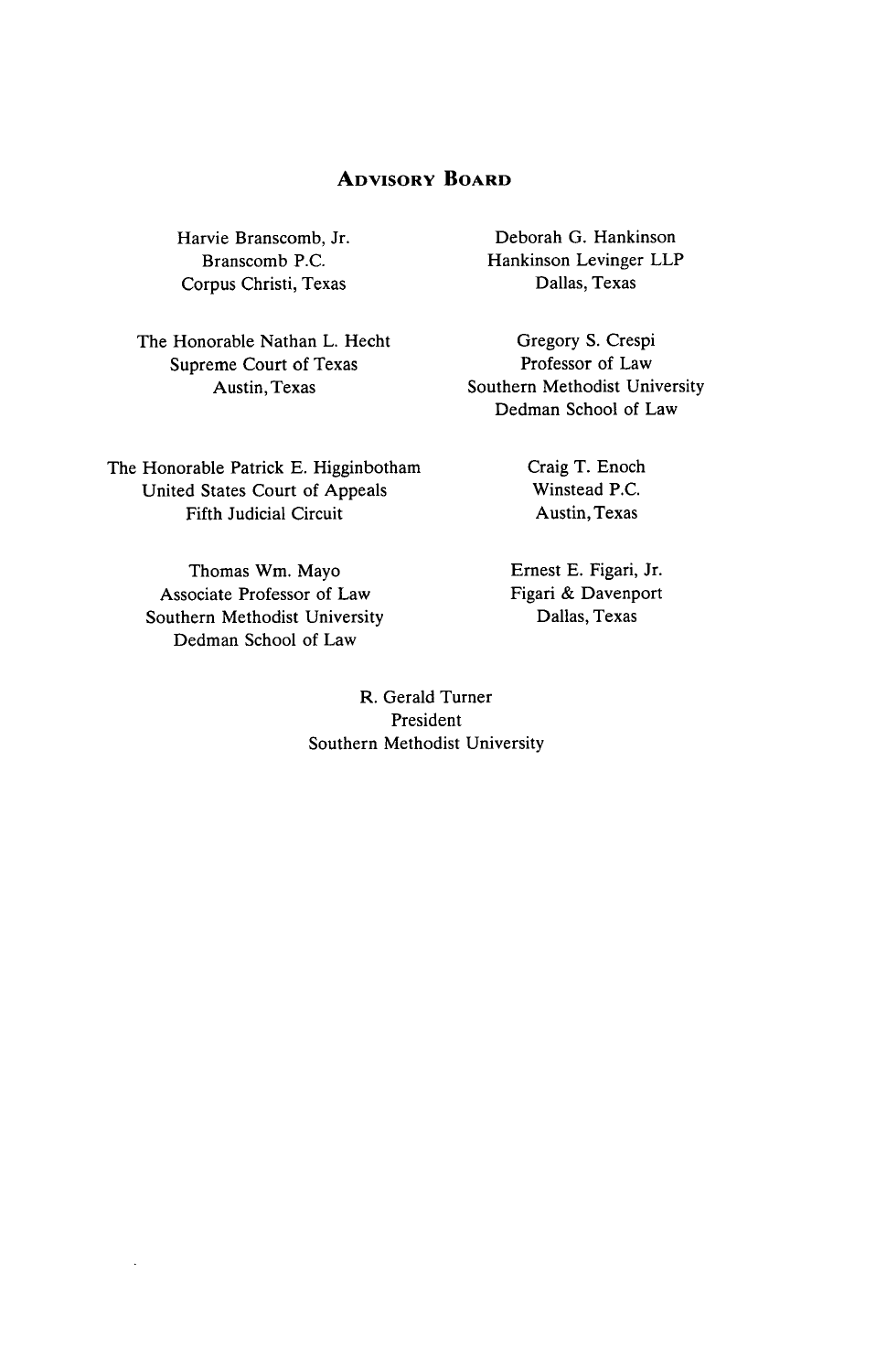## Advisory Board

Harvie Branscomb, Jr.
Branscomb P.C.
Corpus Christi, Texas

Deborah G. Hankinson
Hankinson Levinger LLP
Dallas, Texas

The Honorable Nathan L. Hecht
Supreme Court of Texas
Austin, Texas

Gregory S. Crespi
Professor of Law
Southern Methodist University
Dedman School of Law

The Honorable Patrick E. Higginbotham
United States Court of Appeals
Fifth Judicial Circuit

Craig T. Enoch
Winstead P.C.
Austin, Texas

Thomas Wm. Mayo
Associate Professor of Law
Southern Methodist University
Dedman School of Law

Ernest E. Figari, Jr.
Figari & Davenport
Dallas, Texas

R. Gerald Turner
President
Southern Methodist University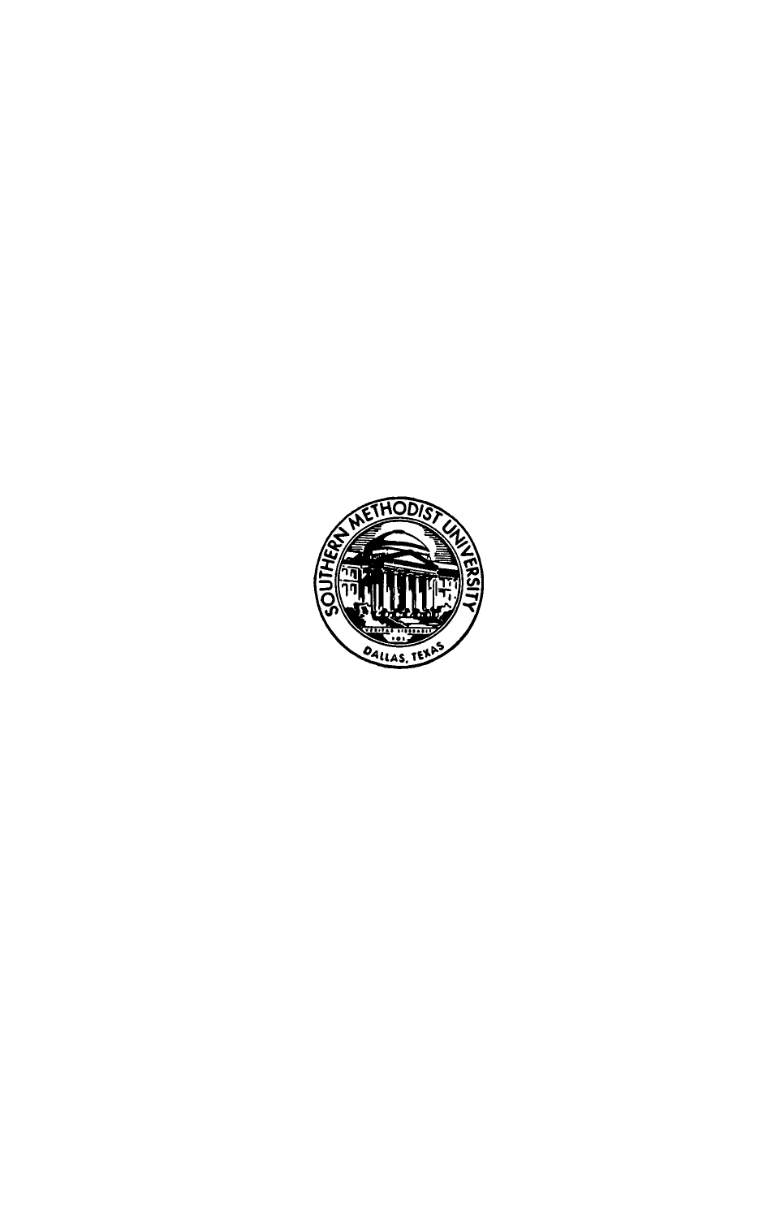SOUTHERN METHODIST UNIVERSITY

DALLAS, TEXAS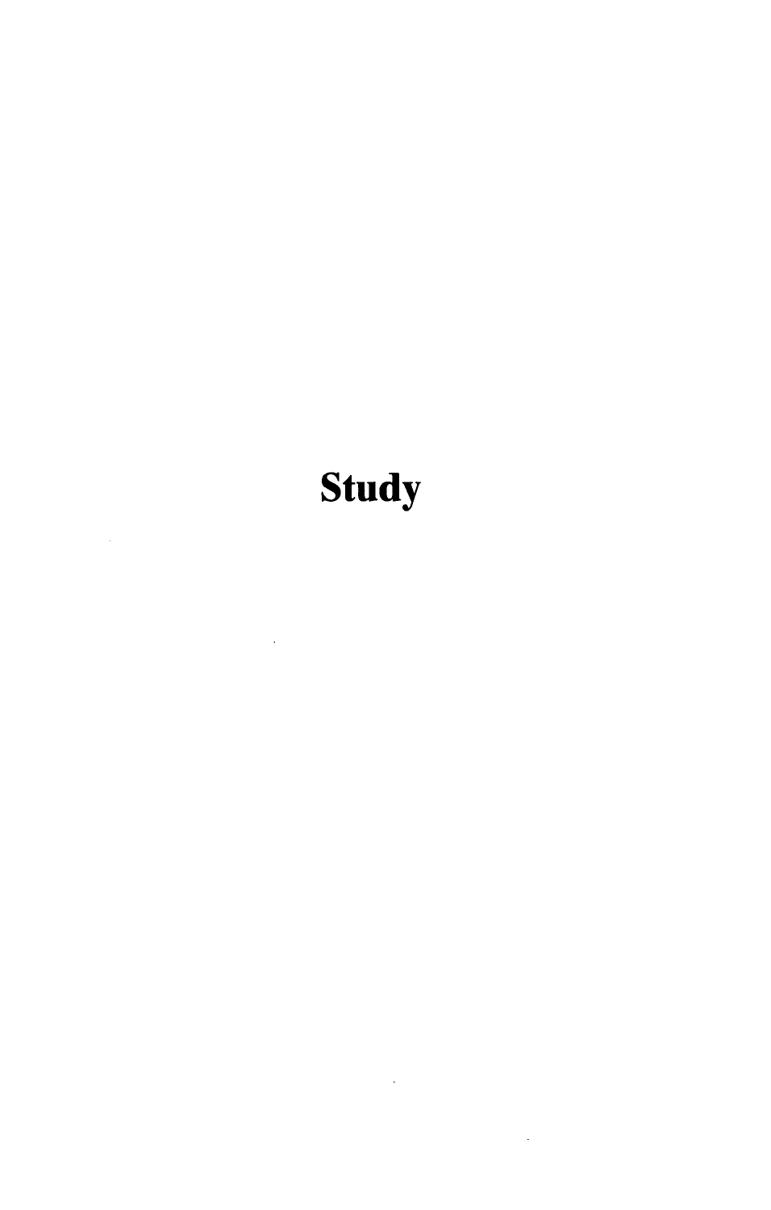# Study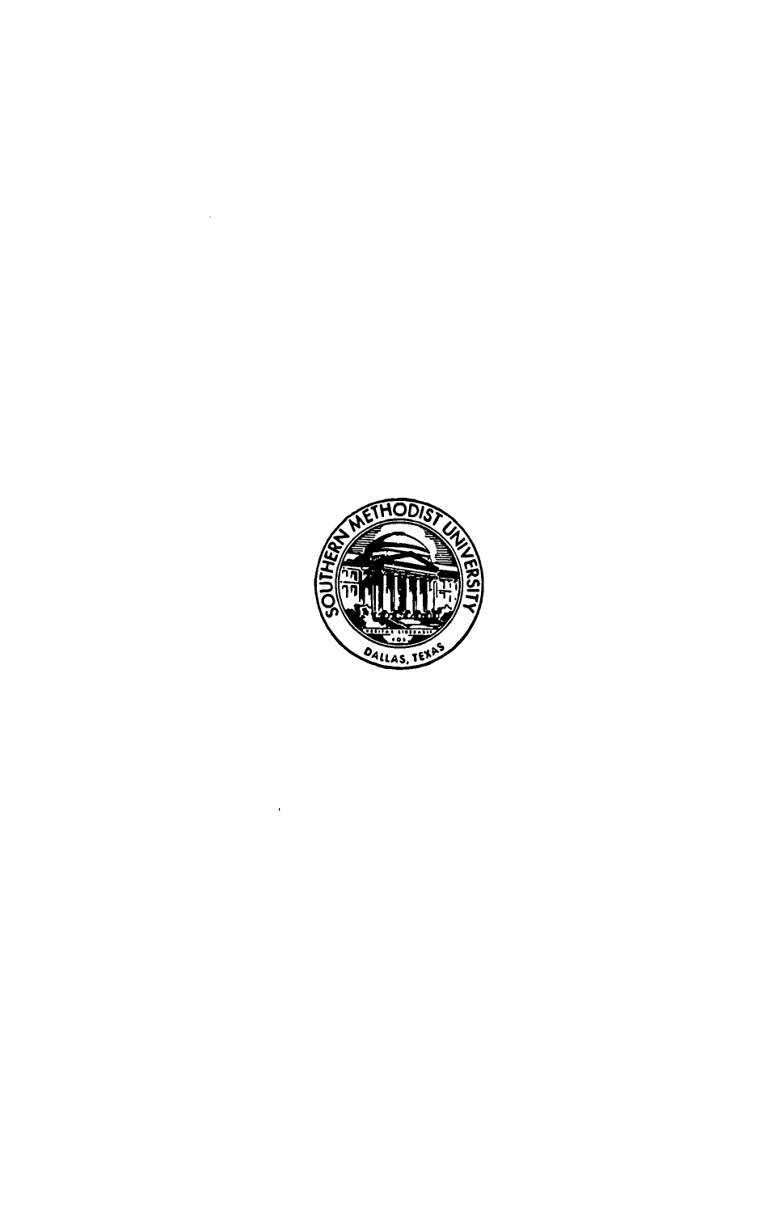SOUTHERN METHODIST UNIVERSITY

DALLAS, TEXAS